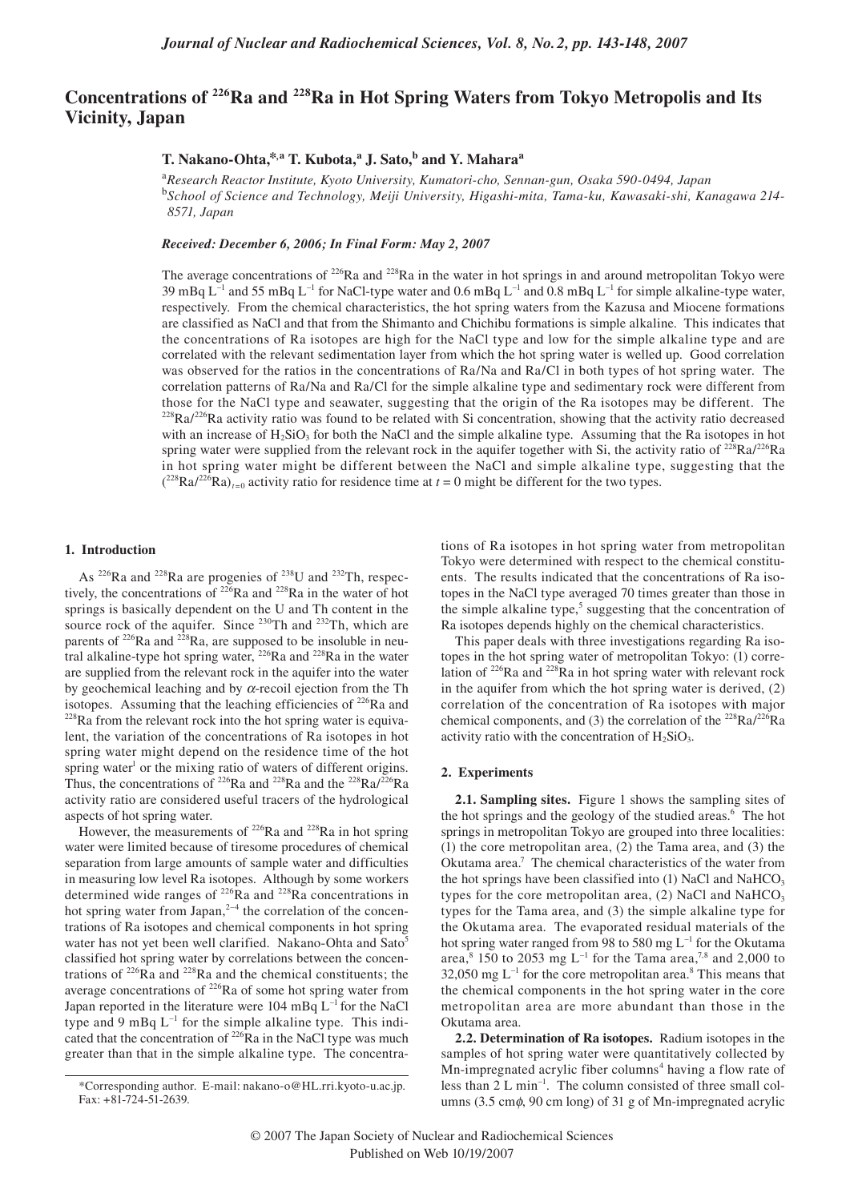# Concentrations of $^{226}Ra$ and $^{228}Ra$ in Hot Spring Waters from Tokyo Metropolis and Its Vicinity, Japan

**T. Nakano-Ohta,*[,a] T. Kubota,[a] J. Sato,[b] and Y. Mahara[a]**

[a]*Research Reactor Institute, Kyoto University, Kumatori-cho, Sennan-gun, Osaka 590-0494, Japan*
[b]*School of Science and Technology, Meiji University, Higashi-mita, Tama-ku, Kawasaki-shi, Kanagawa 214-8571, Japan*

***Received: December 6, 2006; In Final Form: May 2, 2007***

The average concentrations of $^{226}Ra$ and $^{228}Ra$ in the water in hot springs in and around metropolitan Tokyo were 39 mBq $L^{-1}$ and 55 mBq $L^{-1}$ for NaCl-type water and 0.6 mBq $L^{-1}$ and 0.8 mBq $L^{-1}$ for simple alkaline-type water, respectively. From the chemical characteristics, the hot spring waters from the Kazusa and Miocene formations are classified as NaCl and that from the Shimanto and Chichibu formations is simple alkaline. This indicates that the concentrations of Ra isotopes are high for the NaCl type and low for the simple alkaline type and are correlated with the relevant sedimentation layer from which the hot spring water is welled up. Good correlation was observed for the ratios in the concentrations of Ra/Na and Ra/Cl in both types of hot spring water. The correlation patterns of Ra/Na and Ra/Cl for the simple alkaline type and sedimentary rock were different from those for the NaCl type and seawater, suggesting that the origin of the Ra isotopes may be different. The $^{228}Ra/^{226}Ra$ activity ratio was found to be related with Si concentration, showing that the activity ratio decreased with an increase of $H_2SiO_3$ for both the NaCl and the simple alkaline type. Assuming that the Ra isotopes in hot spring water were supplied from the relevant rock in the aquifer together with Si, the activity ratio of $^{228}Ra/^{226}Ra$ in hot spring water might be different between the NaCl and simple alkaline type, suggesting that the $(^{228}Ra/^{226}Ra)_{t=0}$ activity ratio for residence time at $t = 0$ might be different for the two types.

## 1. Introduction

As $^{226}Ra$ and $^{228}Ra$ are progenies of $^{238}U$ and $^{232}Th$, respectively, the concentrations of $^{226}Ra$ and $^{228}Ra$ in the water of hot springs is basically dependent on the U and Th content in the source rock of the aquifer. Since $^{230}Th$ and $^{232}Th$, which are parents of $^{226}Ra$ and $^{228}Ra$, are supposed to be insoluble in neutral alkaline-type hot spring water, $^{226}Ra$ and $^{228}Ra$ in the water are supplied from the relevant rock in the aquifer into the water by geochemical leaching and by $\alpha$-recoil ejection from the Th isotopes. Assuming that the leaching efficiencies of $^{226}Ra$ and $^{228}Ra$ from the relevant rock into the hot spring water is equivalent, the variation of the concentrations of Ra isotopes in hot spring water might depend on the residence time of the hot spring water[1] or the mixing ratio of waters of different origins. Thus, the concentrations of $^{226}Ra$ and $^{228}Ra$ and the $^{228}Ra/^{226}Ra$ activity ratio are considered useful tracers of the hydrological aspects of hot spring water.

However, the measurements of $^{226}Ra$ and $^{228}Ra$ in hot spring water were limited because of tiresome procedures of chemical separation from large amounts of sample water and difficulties in measuring low level Ra isotopes. Although by some workers determined wide ranges of $^{226}Ra$ and $^{228}Ra$ concentrations in hot spring water from Japan,[2–4] the correlation of the concentrations of Ra isotopes and chemical components in hot spring water has not yet been well clarified. Nakano-Ohta and Sato[5] classified hot spring water by correlations between the concentrations of $^{226}Ra$ and $^{228}Ra$ and the chemical constituents; the average concentrations of $^{226}Ra$ of some hot spring water from Japan reported in the literature were 104 mBq $L^{-1}$ for the NaCl type and 9 mBq $L^{-1}$ for the simple alkaline type. This indicated that the concentration of $^{226}Ra$ in the NaCl type was much greater than that in the simple alkaline type. The concentrations of Ra isotopes in hot spring water from metropolitan Tokyo were determined with respect to the chemical constituents. The results indicated that the concentrations of Ra isotopes in the NaCl type averaged 70 times greater than those in the simple alkaline type,[5] suggesting that the concentration of Ra isotopes depends highly on the chemical characteristics.

This paper deals with three investigations regarding Ra isotopes in the hot spring water of metropolitan Tokyo: (1) correlation of $^{226}Ra$ and $^{228}Ra$ in hot spring water with relevant rock in the aquifer from which the hot spring water is derived, (2) correlation of the concentration of Ra isotopes with major chemical components, and (3) the correlation of the $^{228}Ra/^{226}Ra$ activity ratio with the concentration of $H_2SiO_3$.

## 2. Experiments

**2.1. Sampling sites.** Figure 1 shows the sampling sites of the hot springs and the geology of the studied areas.[6] The hot springs in metropolitan Tokyo are grouped into three localities: (1) the core metropolitan area, (2) the Tama area, and (3) the Okutama area.[7] The chemical characteristics of the water from the hot springs have been classified into (1) NaCl and $NaHCO_3$ types for the core metropolitan area, (2) NaCl and $NaHCO_3$ types for the Tama area, and (3) the simple alkaline type for the Okutama area. The evaporated residual materials of the hot spring water ranged from 98 to 580 mg $L^{-1}$ for the Okutama area,[8] 150 to 2053 mg $L^{-1}$ for the Tama area,[7,8] and 2,000 to 32,050 mg $L^{-1}$ for the core metropolitan area.[8] This means that the chemical components in the hot spring water in the core metropolitan area are more abundant than those in the Okutama area.

**2.2. Determination of Ra isotopes.** Radium isotopes in the samples of hot spring water were quantitatively collected by Mn-impregnated acrylic fiber columns[4] having a flow rate of less than 2 L $min^{-1}$. The column consisted of three small columns (3.5 cm$\phi$, 90 cm long) of 31 g of Mn-impregnated acrylic

*Corresponding author. E-mail: nakano-o@HL.rri.kyoto-u.ac.jp. Fax: +81-724-51-2639.

© 2007 The Japan Society of Nuclear and Radiochemical Sciences
Published on Web 10/19/2007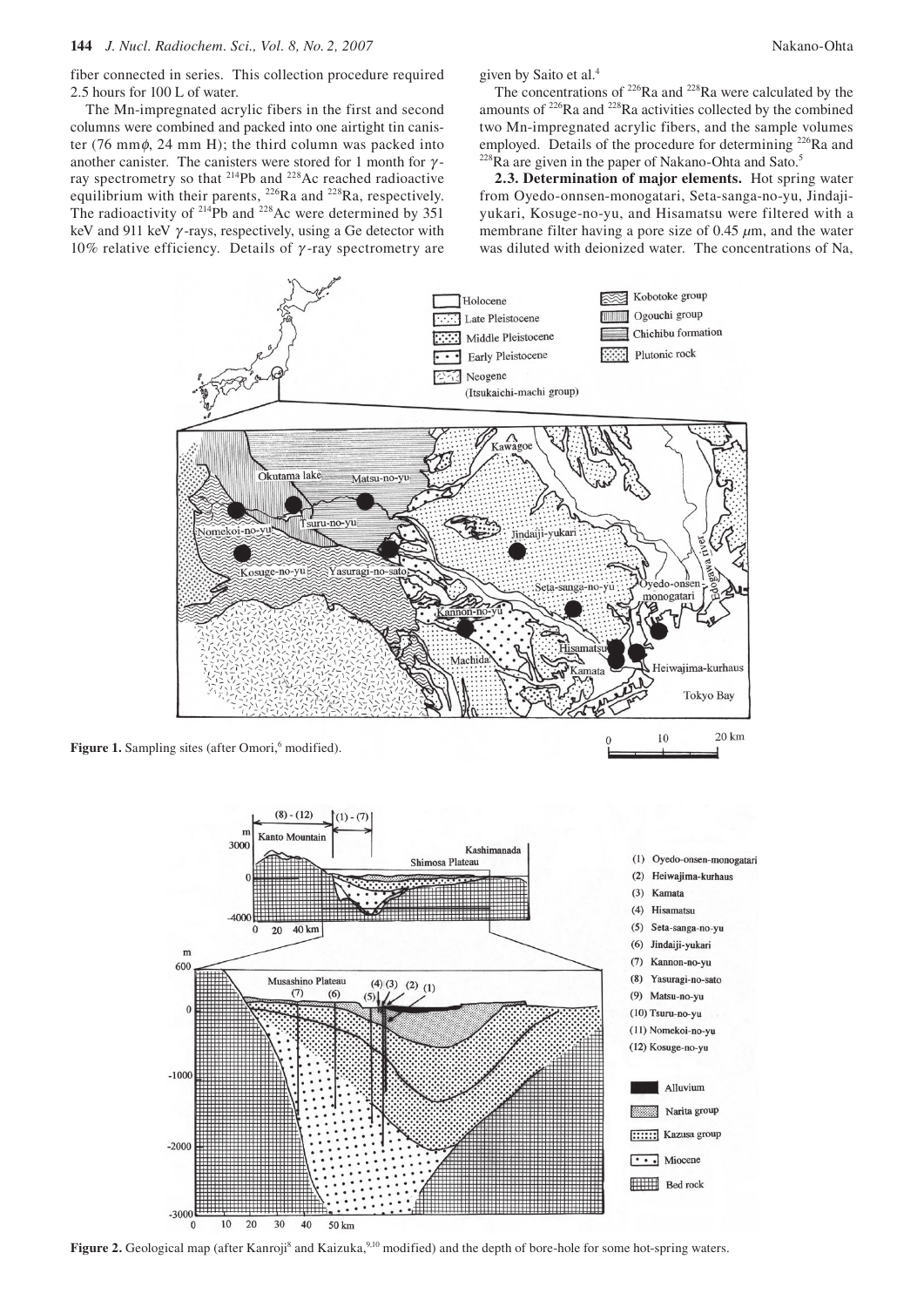fiber connected in series. This collection procedure required 2.5 hours for 100 L of water.

The Mn-impregnated acrylic fibers in the first and second columns were combined and packed into one airtight tin canister (76 mm$\phi$, 24 mm H); the third column was packed into another canister. The canisters were stored for 1 month for $\gamma$-ray spectrometry so that $^{214}$Pb and $^{228}$Ac reached radioactive equilibrium with their parents, $^{226}$Ra and $^{228}$Ra, respectively. The radioactivity of $^{214}$Pb and $^{228}$Ac were determined by 351 keV and 911 keV $\gamma$-rays, respectively, using a Ge detector with 10% relative efficiency. Details of $\gamma$-ray spectrometry are given by Saito et al.[4]

The concentrations of $^{226}$Ra and $^{228}$Ra were calculated by the amounts of $^{226}$Ra and $^{228}$Ra activities collected by the combined two Mn-impregnated acrylic fibers, and the sample volumes employed. Details of the procedure for determining $^{226}$Ra and $^{228}$Ra are given in the paper of Nakano-Ohta and Sato.[5]

**2.3. Determination of major elements.** Hot spring water from Oyedo-onnsen-monogatari, Seta-sanga-no-yu, Jindaiji-yukari, Kosuge-no-yu, and Hisamatsu were filtered with a membrane filter having a pore size of 0.45 $\mu$m, and the water was diluted with deionized water. The concentrations of Na,

**Figure 1.** Sampling sites (after Omori,[6] modified).

**Figure 2.** Geological map (after Kanroji[8] and Kaizuka,[9,10] modified) and the depth of bore-hole for some hot-spring waters.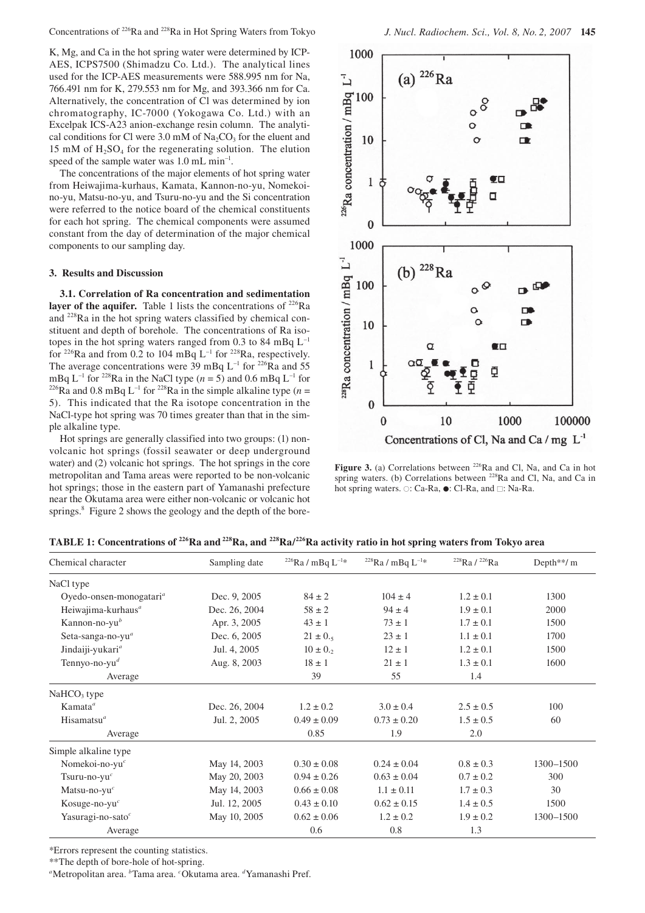K, Mg, and Ca in the hot spring water were determined by ICP-AES, ICPS7500 (Shimadzu Co. Ltd.). The analytical lines used for the ICP-AES measurements were 588.995 nm for Na, 766.491 nm for K, 279.553 nm for Mg, and 393.366 nm for Ca. Alternatively, the concentration of Cl was determined by ion chromatography, IC-7000 (Yokogawa Co. Ltd.) with an Excelpak ICS-A23 anion-exchange resin column. The analytical conditions for Cl were 3.0 mM of $Na_2CO_3$ for the eluent and 15 mM of $H_2SO_4$ for the regenerating solution. The elution speed of the sample water was 1.0 mL min$^{-1}$.

The concentrations of the major elements of hot spring water from Heiwajima-kurhaus, Kamata, Kannon-no-yu, Nomekoi-no-yu, Matsu-no-yu, and Tsuru-no-yu and the Si concentration were referred to the notice board of the chemical constituents for each hot spring. The chemical components were assumed constant from the day of determination of the major chemical components to our sampling day.

### 3. Results and Discussion

**3.1. Correlation of Ra concentration and sedimentation layer of the aquifer.** Table 1 lists the concentrations of $^{226}$Ra and $^{228}$Ra in the hot spring waters classified by chemical constituent and depth of borehole. The concentrations of Ra isotopes in the hot spring waters ranged from 0.3 to 84 mBq L$^{-1}$ for $^{226}$Ra and from 0.2 to 104 mBq L$^{-1}$ for $^{228}$Ra, respectively. The average concentrations were 39 mBq L$^{-1}$ for $^{226}$Ra and 55 mBq L$^{-1}$ for $^{228}$Ra in the NaCl type ($n$ = 5) and 0.6 mBq L$^{-1}$ for $^{226}$Ra and 0.8 mBq L$^{-1}$ for $^{228}$Ra in the simple alkaline type ($n$ = 5). This indicated that the Ra isotope concentration in the NaCl-type hot spring was 70 times greater than that in the simple alkaline type.

Hot springs are generally classified into two groups: (1) non-volcanic hot springs (fossil seawater or deep underground water) and (2) volcanic hot springs. The hot springs in the core metropolitan and Tama areas were reported to be non-volcanic hot springs; those in the eastern part of Yamanashi prefecture near the Okutama area were either non-volcanic or volcanic hot springs.[8] Figure 2 shows the geology and the depth of the bore-

**Figure 3.** (a) Correlations between $^{226}$Ra and Cl, Na, and Ca in hot spring waters. (b) Correlations between $^{228}$Ra and Cl, Na, and Ca in hot spring waters. ○: Ca-Ra, ●: Cl-Ra, and □: Na-Ra.

**TABLE 1: Concentrations of $^{226}$Ra and $^{228}$Ra, and $^{228}$Ra/$^{226}$Ra activity ratio in hot spring waters from Tokyo area**

| Chemical character | Sampling date | $^{226}$Ra / mBq L$^{-1}$* | $^{228}$Ra / mBq L$^{-1}$* | $^{228}$Ra / $^{226}$Ra | Depth**/ m |
|---|---|---|---|---|---|
| NaCl type | | | | | |
| Oyedo-onsen-monogatari[a] | Dec. 9, 2005 | 84 ± 2 | 104 ± 4 | 1.2 ± 0.1 | 1300 |
| Heiwajima-kurhaus[a] | Dec. 26, 2004 | 58 ± 2 | 94 ± 4 | 1.9 ± 0.1 | 2000 |
| Kannon-no-yu[b] | Apr. 3, 2005 | 43 ± 1 | 73 ± 1 | 1.7 ± 0.1 | 1500 |
| Seta-sanga-no-yu[a] | Dec. 6, 2005 | 21 ± 0.$_5$ | 23 ± 1 | 1.1 ± 0.1 | 1700 |
| Jindaiji-yukari[a] | Jul. 4, 2005 | 10 ± 0.$_2$ | 12 ± 1 | 1.2 ± 0.1 | 1500 |
| Tennyo-no-yu[d] | Aug. 8, 2003 | 18 ± 1 | 21 ± 1 | 1.3 ± 0.1 | 1600 |
| Average | | 39 | 55 | 1.4 | |
| $NaHCO_3$ type | | | | | |
| Kamata[a] | Dec. 26, 2004 | 1.2 ± 0.2 | 3.0 ± 0.4 | 2.5 ± 0.5 | 100 |
| Hisamatsu[a] | Jul. 2, 2005 | 0.49 ± 0.09 | 0.73 ± 0.20 | 1.5 ± 0.5 | 60 |
| Average | | 0.85 | 1.9 | 2.0 | |
| Simple alkaline type | | | | | |
| Nomekoi-no-yu[c] | May 14, 2003 | 0.30 ± 0.08 | 0.24 ± 0.04 | 0.8 ± 0.3 | 1300–1500 |
| Tsuru-no-yu[c] | May 20, 2003 | 0.94 ± 0.26 | 0.63 ± 0.04 | 0.7 ± 0.2 | 300 |
| Matsu-no-yu[c] | May 14, 2003 | 0.66 ± 0.08 | 1.1 ± 0.11 | 1.7 ± 0.3 | 30 |
| Kosuge-no-yu[c] | Jul. 12, 2005 | 0.43 ± 0.10 | 0.62 ± 0.15 | 1.4 ± 0.5 | 1500 |
| Yasuragi-no-sato[c] | May 10, 2005 | 0.62 ± 0.06 | 1.2 ± 0.2 | 1.9 ± 0.2 | 1300–1500 |
| Average | | 0.6 | 0.8 | 1.3 | |

*Errors represent the counting statistics.

**The depth of bore-hole of hot-spring.

[a]Metropolitan area. [b]Tama area. [c]Okutama area. [d]Yamanashi Pref.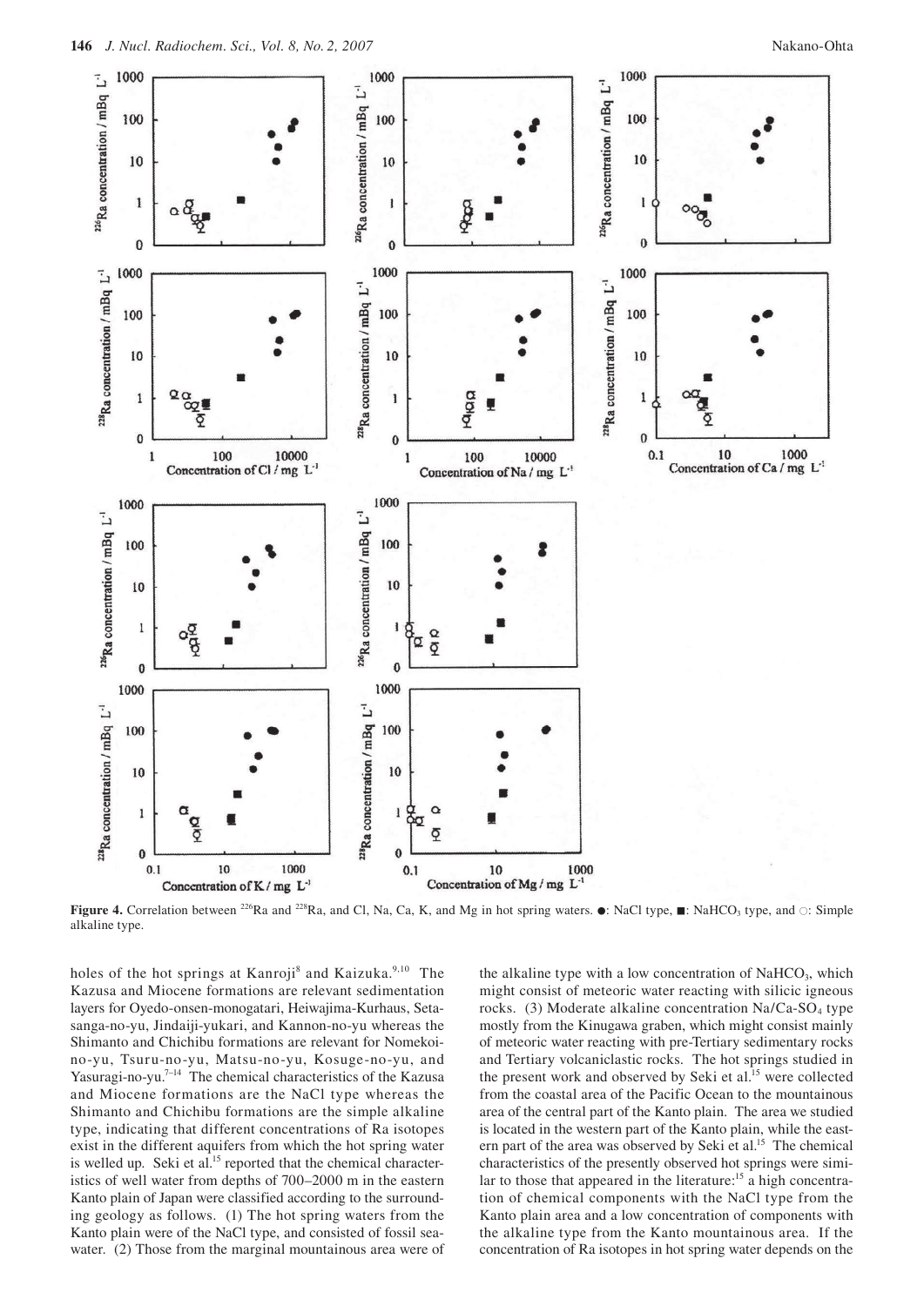Figure 4. Correlation between $^{226}Ra$ and $^{228}Ra$, and Cl, Na, Ca, K, and Mg in hot spring waters. ●: NaCl type, ■: $NaHCO_3$ type, and ○: Simple alkaline type.

holes of the hot springs at Kanroji[8] and Kaizuka.[9,10] The Kazusa and Miocene formations are relevant sedimentation layers for Oyedo-onsen-monogatari, Heiwajima-Kurhaus, Setasanga-no-yu, Jindaiji-yukari, and Kannon-no-yu whereas the Shimanto and Chichibu formations are relevant for Nomekoi-no-yu, Tsuru-no-yu, Matsu-no-yu, Kosuge-no-yu, and Yasuragi-no-yu.[7–14] The chemical characteristics of the Kazusa and Miocene formations are the NaCl type whereas the Shimanto and Chichibu formations are the simple alkaline type, indicating that different concentrations of Ra isotopes exist in the different aquifers from which the hot spring water is welled up. Seki et al.[15] reported that the chemical characteristics of well water from depths of 700–2000 m in the eastern Kanto plain of Japan were classified according to the surrounding geology as follows. (1) The hot spring waters from the Kanto plain were of the NaCl type, and consisted of fossil seawater. (2) Those from the marginal mountainous area were of the alkaline type with a low concentration of $NaHCO_3$, which might consist of meteoric water reacting with silicic igneous rocks. (3) Moderate alkaline concentration Na/Ca-$SO_4$ type mostly from the Kinugawa graben, which might consist mainly of meteoric water reacting with pre-Tertiary sedimentary rocks and Tertiary volcaniclastic rocks. The hot springs studied in the present work and observed by Seki et al.[15] were collected from the coastal area of the Pacific Ocean to the mountainous area of the central part of the Kanto plain. The area we studied is located in the western part of the Kanto plain, while the eastern part of the area was observed by Seki et al.[15] The chemical characteristics of the presently observed hot springs were similar to those that appeared in the literature:[15] a high concentration of chemical components with the NaCl type from the Kanto plain area and a low concentration of components with the alkaline type from the Kanto mountainous area. If the concentration of Ra isotopes in hot spring water depends on the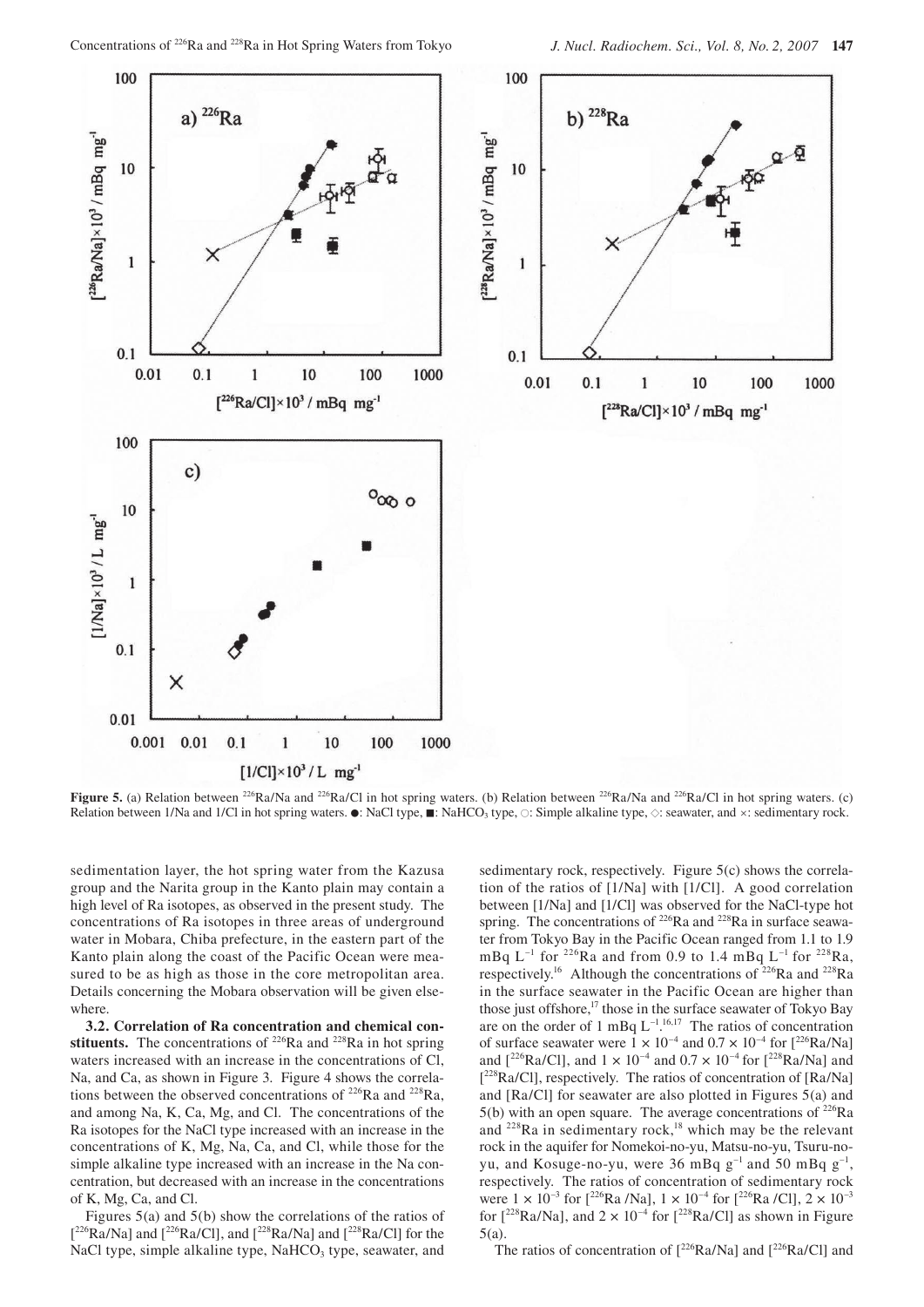**Figure 5.** (a) Relation between $^{226}Ra/Na$ and $^{226}Ra/Cl$ in hot spring waters. (b) Relation between $^{226}Ra/Na$ and $^{226}Ra/Cl$ in hot spring waters. (c) Relation between 1/Na and 1/Cl in hot spring waters. ●: NaCl type, ■: $NaHCO_3$ type, ○: Simple alkaline type, ◇: seawater, and ×: sedimentary rock.

sedimentation layer, the hot spring water from the Kazusa group and the Narita group in the Kanto plain may contain a high level of Ra isotopes, as observed in the present study. The concentrations of Ra isotopes in three areas of underground water in Mobara, Chiba prefecture, in the eastern part of the Kanto plain along the coast of the Pacific Ocean were measured to be as high as those in the core metropolitan area. Details concerning the Mobara observation will be given elsewhere.

**3.2. Correlation of Ra concentration and chemical constituents.** The concentrations of $^{226}Ra$ and $^{228}Ra$ in hot spring waters increased with an increase in the concentrations of Cl, Na, and Ca, as shown in Figure 3. Figure 4 shows the correlations between the observed concentrations of $^{226}Ra$ and $^{228}Ra$, and among Na, K, Ca, Mg, and Cl. The concentrations of the Ra isotopes for the NaCl type increased with an increase in the concentrations of K, Mg, Na, Ca, and Cl, while those for the simple alkaline type increased with an increase in the Na concentration, but decreased with an increase in the concentrations of K, Mg, Ca, and Cl.

Figures 5(a) and 5(b) show the correlations of the ratios of [$^{226}Ra/Na$] and [$^{226}Ra/Cl$], and [$^{228}Ra/Na$] and [$^{228}Ra/Cl$] for the NaCl type, simple alkaline type, $NaHCO_3$ type, seawater, and sedimentary rock, respectively. Figure 5(c) shows the correlation of the ratios of [1/Na] with [1/Cl]. A good correlation between [1/Na] and [1/Cl] was observed for the NaCl-type hot spring. The concentrations of $^{226}Ra$ and $^{228}Ra$ in surface seawater from Tokyo Bay in the Pacific Ocean ranged from 1.1 to 1.9 mBq $L^{-1}$ for $^{226}Ra$ and from 0.9 to 1.4 mBq $L^{-1}$ for $^{228}Ra$, respectively.[16] Although the concentrations of $^{226}Ra$ and $^{228}Ra$ in the surface seawater in the Pacific Ocean are higher than those just offshore,[17] those in the surface seawater of Tokyo Bay are on the order of 1 mBq $L^{-1}$.[16,17] The ratios of concentration of surface seawater were $1 \times 10^{-4}$ and $0.7 \times 10^{-4}$ for [$^{226}Ra/Na$] and [$^{226}Ra/Cl$], and $1 \times 10^{-4}$ and $0.7 \times 10^{-4}$ for [$^{228}Ra/Na$] and [$^{228}Ra/Cl$], respectively. The ratios of concentration of [Ra/Na] and [Ra/Cl] for seawater are also plotted in Figures 5(a) and 5(b) with an open square. The average concentrations of $^{226}Ra$ and $^{228}Ra$ in sedimentary rock,[18] which may be the relevant rock in the aquifer for Nomekoi-no-yu, Matsu-no-yu, Tsuru-no-yu, and Kosuge-no-yu, were 36 mBq $g^{-1}$ and 50 mBq $g^{-1}$, respectively. The ratios of concentration of sedimentary rock were $1 \times 10^{-3}$ for [$^{226}Ra$ /Na], $1 \times 10^{-4}$ for [$^{226}Ra$ /Cl], $2 \times 10^{-3}$ for [$^{228}Ra/Na$], and $2 \times 10^{-4}$ for [$^{228}Ra/Cl$] as shown in Figure 5(a).

The ratios of concentration of [$^{226}Ra/Na$] and [$^{226}Ra/Cl$] and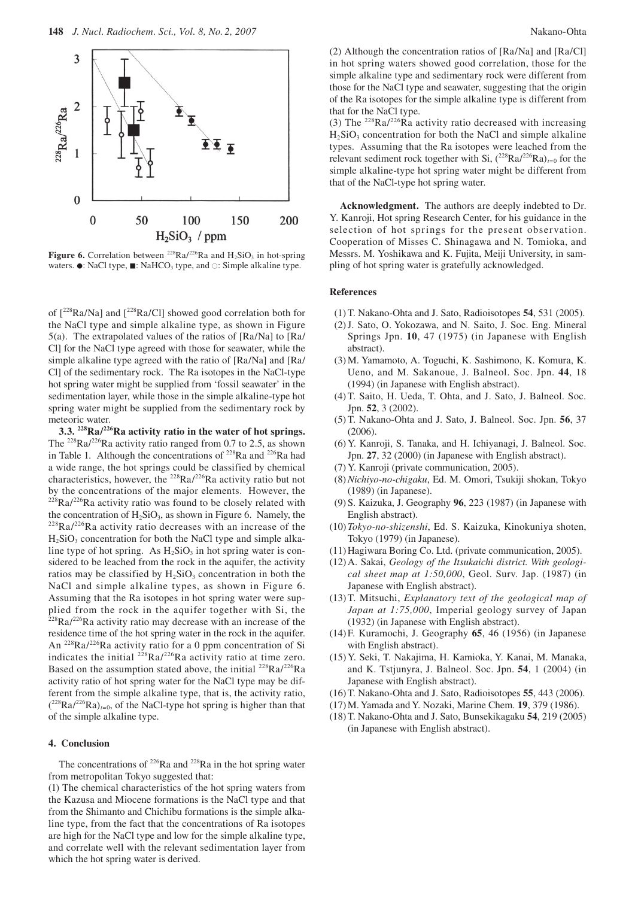3

2

1

0

0 50 100 150 200

$^{228}Ra/^{226}Ra$

$H_2SiO_3$ / ppm

**Figure 6.** Correlation between $^{228}Ra/^{226}Ra$ and $H_2SiO_3$ in hot-spring waters. ●: NaCl type, ■: $NaHCO_3$ type, and ○: Simple alkaline type.

of [$^{228}Ra/Na$] and [$^{228}Ra/Cl$] showed good correlation both for the NaCl type and simple alkaline type, as shown in Figure 5(a). The extrapolated values of the ratios of [Ra/Na] to [Ra/Cl] for the NaCl type agreed with those for seawater, while the simple alkaline type agreed with the ratio of [Ra/Na] and [Ra/Cl] of the sedimentary rock. The Ra isotopes in the NaCl-type hot spring water might be supplied from 'fossil seawater' in the sedimentation layer, while those in the simple alkaline-type hot spring water might be supplied from the sedimentary rock by meteoric water.

**3.3. $^{228}Ra/^{226}Ra$ activity ratio in the water of hot springs.** The $^{228}Ra/^{226}Ra$ activity ratio ranged from 0.7 to 2.5, as shown in Table 1. Although the concentrations of $^{228}Ra$ and $^{226}Ra$ had a wide range, the hot springs could be classified by chemical characteristics, however, the $^{228}Ra/^{226}Ra$ activity ratio but not by the concentrations of the major elements. However, the $^{228}Ra/^{226}Ra$ activity ratio was found to be closely related with the concentration of $H_2SiO_3$, as shown in Figure 6. Namely, the $^{228}Ra/^{226}Ra$ activity ratio decreases with an increase of the $H_2SiO_3$ concentration for both the NaCl type and simple alkaline type of hot spring. As $H_2SiO_3$ in hot spring water is considered to be leached from the rock in the aquifer, the activity ratios may be classified by $H_2SiO_3$ concentration in both the NaCl and simple alkaline types, as shown in Figure 6. Assuming that the Ra isotopes in hot spring water were supplied from the rock in the aquifer together with Si, the $^{228}Ra/^{226}Ra$ activity ratio may decrease with an increase of the residence time of the hot spring water in the rock in the aquifer. An $^{228}Ra/^{226}Ra$ activity ratio for a 0 ppm concentration of Si indicates the initial $^{228}Ra/^{226}Ra$ activity ratio at time zero. Based on the assumption stated above, the initial $^{228}Ra/^{226}Ra$ activity ratio of hot spring water for the NaCl type may be different from the simple alkaline type, that is, the activity ratio, $(^{228}Ra/^{226}Ra)_{t=0}$, of the NaCl-type hot spring is higher than that of the simple alkaline type.

## 4. Conclusion

The concentrations of $^{226}Ra$ and $^{228}Ra$ in the hot spring water from metropolitan Tokyo suggested that:

(1) The chemical characteristics of the hot spring waters from the Kazusa and Miocene formations is the NaCl type and that from the Shimanto and Chichibu formations is the simple alkaline type, from the fact that the concentrations of Ra isotopes are high for the NaCl type and low for the simple alkaline type, and correlate well with the relevant sedimentation layer from which the hot spring water is derived.

(2) Although the concentration ratios of [Ra/Na] and [Ra/Cl] in hot spring waters showed good correlation, those for the simple alkaline type and sedimentary rock were different from those for the NaCl type and seawater, suggesting that the origin of the Ra isotopes for the simple alkaline type is different from that for the NaCl type.

(3) The $^{228}Ra/^{226}Ra$ activity ratio decreased with increasing $H_2SiO_3$ concentration for both the NaCl and simple alkaline types. Assuming that the Ra isotopes were leached from the relevant sediment rock together with Si, $(^{228}Ra/^{226}Ra)_{t=0}$ for the simple alkaline-type hot spring water might be different from that of the NaCl-type hot spring water.

**Acknowledgment.** The authors are deeply indebted to Dr. Y. Kanroji, Hot spring Research Center, for his guidance in the selection of hot springs for the present observation. Cooperation of Misses C. Shinagawa and N. Tomioka, and Messrs. M. Yoshikawa and K. Fujita, Meiji University, in sampling of hot spring water is gratefully acknowledged.

### References

(1) T. Nakano-Ohta and J. Sato, Radioisotopes **54**, 531 (2005).
(2) J. Sato, O. Yokozawa, and N. Saito, J. Soc. Eng. Mineral Springs Jpn. **10**, 47 (1975) (in Japanese with English abstract).
(3) M. Yamamoto, A. Toguchi, K. Sashimono, K. Komura, K. Ueno, and M. Sakanoue, J. Balneol. Soc. Jpn. **44**, 18 (1994) (in Japanese with English abstract).
(4) T. Saito, H. Ueda, T. Ohta, and J. Sato, J. Balneol. Soc. Jpn. **52**, 3 (2002).
(5) T. Nakano-Ohta and J. Sato, J. Balneol. Soc. Jpn. **56**, 37 (2006).
(6) Y. Kanroji, S. Tanaka, and H. Ichiyanagi, J. Balneol. Soc. Jpn. **27**, 32 (2000) (in Japanese with English abstract).
(7) Y. Kanroji (private communication, 2005).
(8) *Nichiyo-no-chigaku*, Ed. M. Omori, Tsukiji shokan, Tokyo (1989) (in Japanese).
(9) S. Kaizuka, J. Geography **96**, 223 (1987) (in Japanese with English abstract).
(10) *Tokyo-no-shizenshi*, Ed. S. Kaizuka, Kinokuniya shoten, Tokyo (1979) (in Japanese).
(11) Hagiwara Boring Co. Ltd. (private communication, 2005).
(12) A. Sakai, *Geology of the Itsukaichi district. With geological sheet map at 1:50,000*, Geol. Surv. Jap. (1987) (in Japanese with English abstract).
(13) T. Mitsuchi, *Explanatory text of the geological map of Japan at 1:75,000*, Imperial geology survey of Japan (1932) (in Japanese with English abstract).
(14) F. Kuramochi, J. Geography **65**, 46 (1956) (in Japanese with English abstract).
(15) Y. Seki, T. Nakajima, H. Kamioka, Y. Kanai, M. Manaka, and K. Tstjunyra, J. Balneol. Soc. Jpn. **54**, 1 (2004) (in Japanese with English abstract).
(16) T. Nakano-Ohta and J. Sato, Radioisotopes **55**, 443 (2006).
(17) M. Yamada and Y. Nozaki, Marine Chem. **19**, 379 (1986).
(18) T. Nakano-Ohta and J. Sato, Bunsekikagaku **54**, 219 (2005) (in Japanese with English abstract).